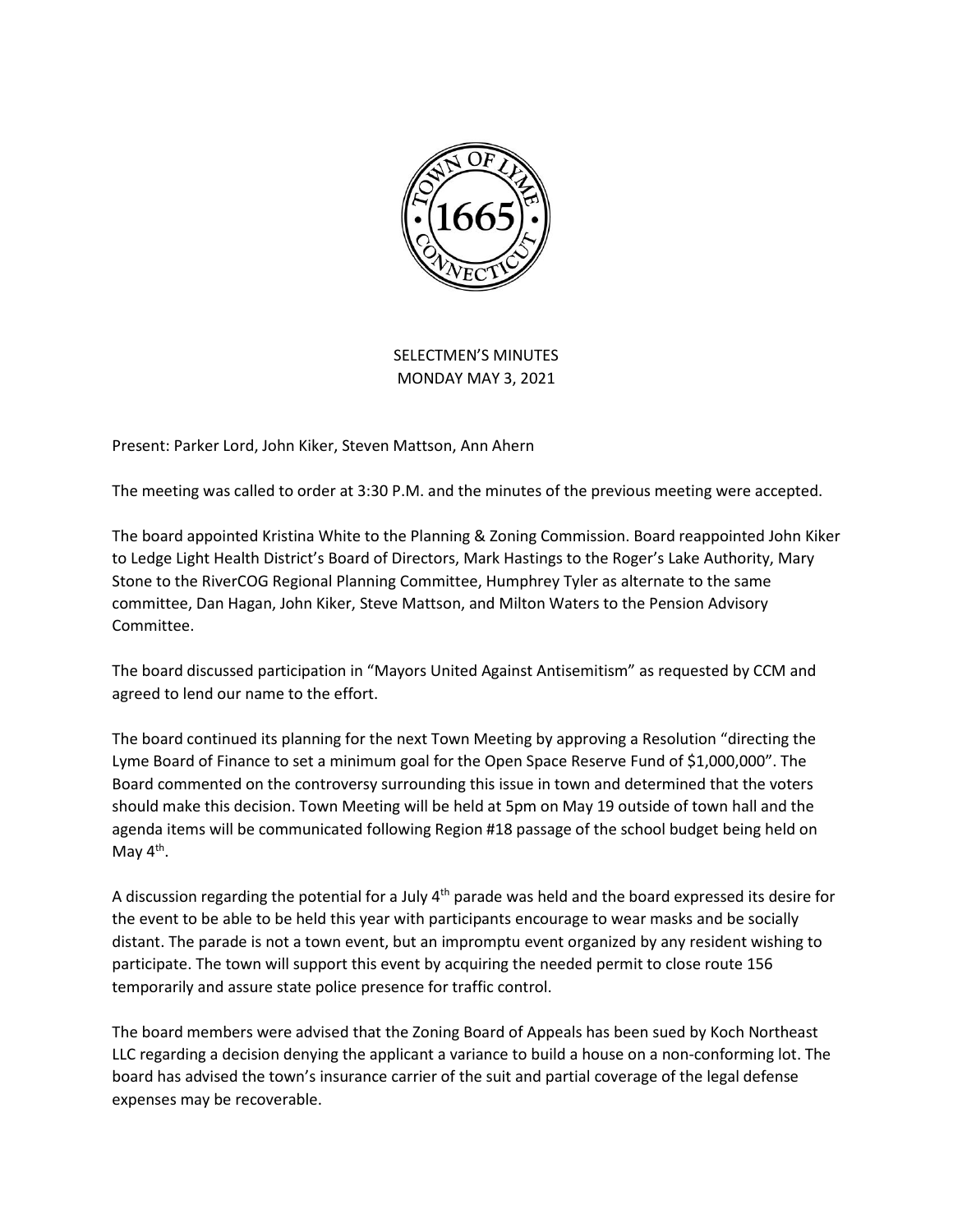SELECTMEN'S MINUTES
MONDAY MAY 3, 2021

Present: Parker Lord, John Kiker, Steven Mattson, Ann Ahern

The meeting was called to order at 3:30 P.M. and the minutes of the previous meeting were accepted.

The board appointed Kristina White to the Planning & Zoning Commission. Board reappointed John Kiker to Ledge Light Health District's Board of Directors, Mark Hastings to the Roger's Lake Authority, Mary Stone to the RiverCOG Regional Planning Committee, Humphrey Tyler as alternate to the same committee, Dan Hagan, John Kiker, Steve Mattson, and Milton Waters to the Pension Advisory Committee.

The board discussed participation in "Mayors United Against Antisemitism" as requested by CCM and agreed to lend our name to the effort.

The board continued its planning for the next Town Meeting by approving a Resolution "directing the Lyme Board of Finance to set a minimum goal for the Open Space Reserve Fund of $1,000,000". The Board commented on the controversy surrounding this issue in town and determined that the voters should make this decision. Town Meeting will be held at 5pm on May 19 outside of town hall and the agenda items will be communicated following Region #18 passage of the school budget being held on May 4th.

A discussion regarding the potential for a July 4th parade was held and the board expressed its desire for the event to be able to be held this year with participants encourage to wear masks and be socially distant. The parade is not a town event, but an impromptu event organized by any resident wishing to participate. The town will support this event by acquiring the needed permit to close route 156 temporarily and assure state police presence for traffic control.

The board members were advised that the Zoning Board of Appeals has been sued by Koch Northeast LLC regarding a decision denying the applicant a variance to build a house on a non-conforming lot. The board has advised the town's insurance carrier of the suit and partial coverage of the legal defense expenses may be recoverable.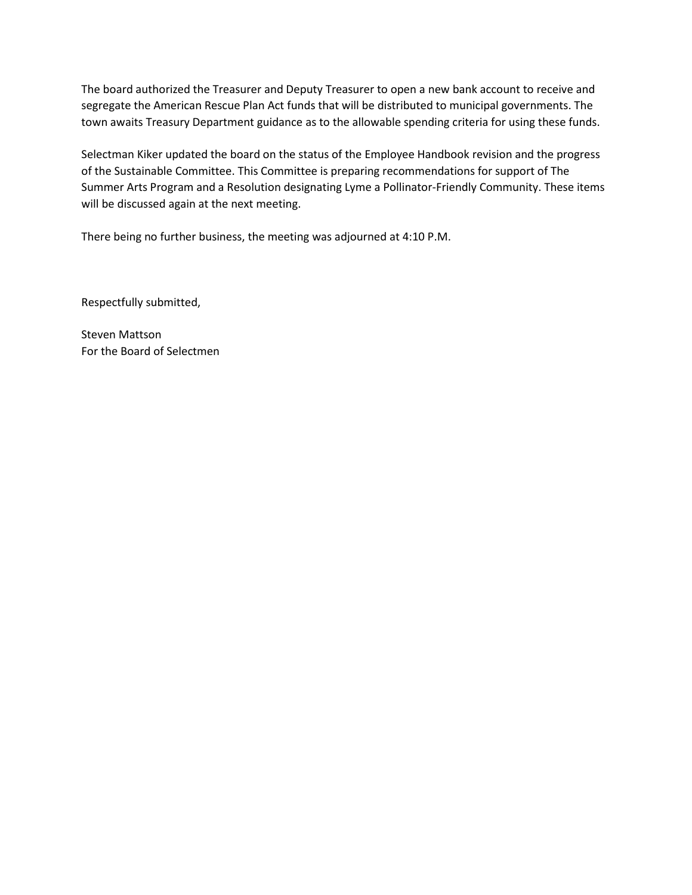The board authorized the Treasurer and Deputy Treasurer to open a new bank account to receive and segregate the American Rescue Plan Act funds that will be distributed to municipal governments. The town awaits Treasury Department guidance as to the allowable spending criteria for using these funds.

Selectman Kiker updated the board on the status of the Employee Handbook revision and the progress of the Sustainable Committee. This Committee is preparing recommendations for support of The Summer Arts Program and a Resolution designating Lyme a Pollinator-Friendly Community. These items will be discussed again at the next meeting.

There being no further business, the meeting was adjourned at 4:10 P.M.

Respectfully submitted,

Steven Mattson  
For the Board of Selectmen